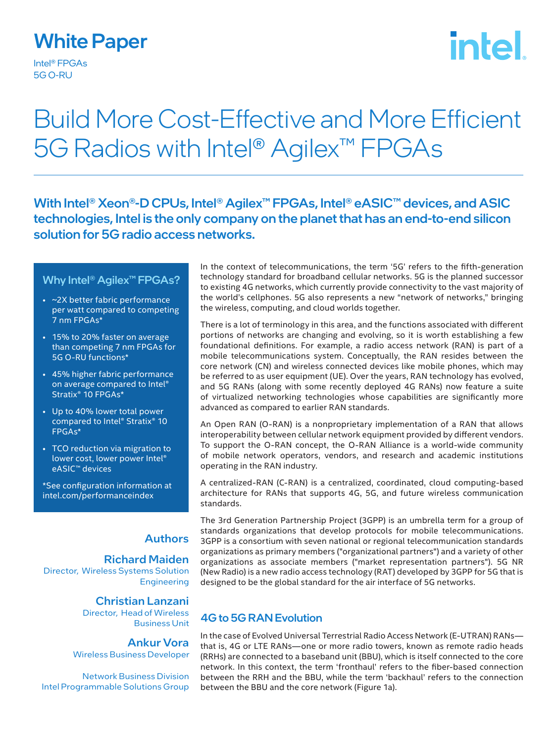# White Paper

Intel® FPGAs
5G O-RU

# Build More Cost-Effective and More Efficient 5G Radios with Intel® Agilex™ FPGAs

**With Intel® Xeon®-D CPUs, Intel® Agilex™ FPGAs, Intel® eASIC™ devices, and ASIC technologies, Intel is the only company on the planet that has an end-to-end silicon solution for 5G radio access networks.**

### Why Intel® Agilex™ FPGAs?

- ~2X better fabric performance per watt compared to competing 7 nm FPGAs*
- 15% to 20% faster on average than competing 7 nm FPGAs for 5G O-RU functions*
- 45% higher fabric performance on average compared to Intel® Stratix® 10 FPGAs*
- Up to 40% lower total power compared to Intel® Stratix® 10 FPGAs*
- TCO reduction via migration to lower cost, lower power Intel® eASIC™ devices

*See configuration information at intel.com/performanceindex

### Authors

**Richard Maiden**
Director, Wireless Systems Solution Engineering

**Christian Lanzani**
Director, Head of Wireless Business Unit

**Ankur Vora**
Wireless Business Developer

Network Business Division
Intel Programmable Solutions Group

In the context of telecommunications, the term '5G' refers to the fifth-generation technology standard for broadband cellular networks. 5G is the planned successor to existing 4G networks, which currently provide connectivity to the vast majority of the world's cellphones. 5G also represents a new "network of networks," bringing the wireless, computing, and cloud worlds together.

There is a lot of terminology in this area, and the functions associated with different portions of networks are changing and evolving, so it is worth establishing a few foundational definitions. For example, a radio access network (RAN) is part of a mobile telecommunications system. Conceptually, the RAN resides between the core network (CN) and wireless connected devices like mobile phones, which may be referred to as user equipment (UE). Over the years, RAN technology has evolved, and 5G RANs (along with some recently deployed 4G RANs) now feature a suite of virtualized networking technologies whose capabilities are significantly more advanced as compared to earlier RAN standards.

An Open RAN (O-RAN) is a nonproprietary implementation of a RAN that allows interoperability between cellular network equipment provided by different vendors. To support the O-RAN concept, the O-RAN Alliance is a world-wide community of mobile network operators, vendors, and research and academic institutions operating in the RAN industry.

A centralized-RAN (C-RAN) is a centralized, coordinated, cloud computing-based architecture for RANs that supports 4G, 5G, and future wireless communication standards.

The 3rd Generation Partnership Project (3GPP) is an umbrella term for a group of standards organizations that develop protocols for mobile telecommunications. 3GPP is a consortium with seven national or regional telecommunication standards organizations as primary members ("organizational partners") and a variety of other organizations as associate members ("market representation partners"). 5G NR (New Radio) is a new radio access technology (RAT) developed by 3GPP for 5G that is designed to be the global standard for the air interface of 5G networks.

## 4G to 5G RAN Evolution

In the case of Evolved Universal Terrestrial Radio Access Network (E-UTRAN) RANs—that is, 4G or LTE RANs—one or more radio towers, known as remote radio heads (RRHs) are connected to a baseband unit (BBU), which is itself connected to the core network. In this context, the term 'fronthaul' refers to the fiber-based connection between the RRH and the BBU, while the term 'backhaul' refers to the connection between the BBU and the core network (Figure 1a).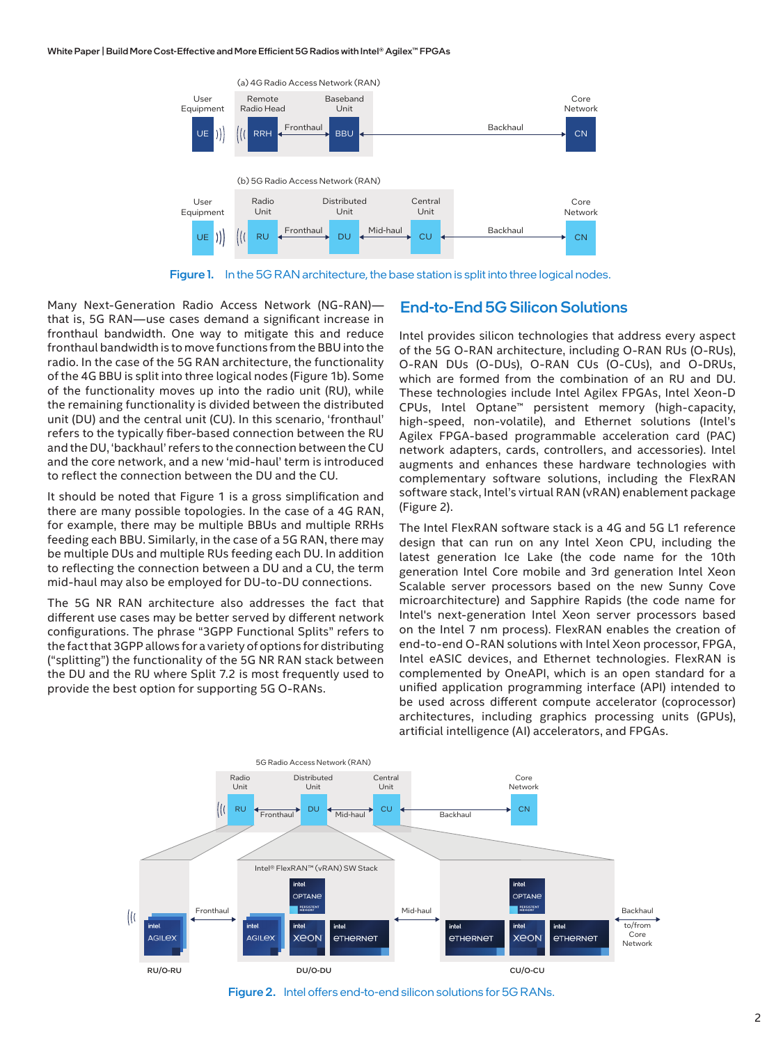Figure 1. In the 5G RAN architecture, the base station is split into three logical nodes.

Many Next-Generation Radio Access Network (NG-RAN)—that is, 5G RAN—use cases demand a significant increase in fronthaul bandwidth. One way to mitigate this and reduce fronthaul bandwidth is to move functions from the BBU into the radio. In the case of the 5G RAN architecture, the functionality of the 4G BBU is split into three logical nodes (Figure 1b). Some of the functionality moves up into the radio unit (RU), while the remaining functionality is divided between the distributed unit (DU) and the central unit (CU). In this scenario, 'fronthaul' refers to the typically fiber-based connection between the RU and the DU, 'backhaul' refers to the connection between the CU and the core network, and a new 'mid-haul' term is introduced to reflect the connection between the DU and the CU.

It should be noted that Figure 1 is a gross simplification and there are many possible topologies. In the case of a 4G RAN, for example, there may be multiple BBUs and multiple RRHs feeding each BBU. Similarly, in the case of a 5G RAN, there may be multiple DUs and multiple RUs feeding each DU. In addition to reflecting the connection between a DU and a CU, the term mid-haul may also be employed for DU-to-DU connections.

The 5G NR RAN architecture also addresses the fact that different use cases may be better served by different network configurations. The phrase "3GPP Functional Splits" refers to the fact that 3GPP allows for a variety of options for distributing ("splitting") the functionality of the 5G NR RAN stack between the DU and the RU where Split 7.2 is most frequently used to provide the best option for supporting 5G O-RANs.

## End-to-End 5G Silicon Solutions

Intel provides silicon technologies that address every aspect of the 5G O-RAN architecture, including O-RAN RUs (O-RUs), O-RAN DUs (O-DUs), O-RAN CUs (O-CUs), and O-DRUs, which are formed from the combination of an RU and DU. These technologies include Intel Agilex FPGAs, Intel Xeon-D CPUs, Intel Optane™ persistent memory (high-capacity, high-speed, non-volatile), and Ethernet solutions (Intel's Agilex FPGA-based programmable acceleration card (PAC) network adapters, cards, controllers, and accessories). Intel augments and enhances these hardware technologies with complementary software solutions, including the FlexRAN software stack, Intel's virtual RAN (vRAN) enablement package (Figure 2).

The Intel FlexRAN software stack is a 4G and 5G L1 reference design that can run on any Intel Xeon CPU, including the latest generation Ice Lake (the code name for the 10th generation Intel Core mobile and 3rd generation Intel Xeon Scalable server processors based on the new Sunny Cove microarchitecture) and Sapphire Rapids (the code name for Intel's next-generation Intel Xeon server processors based on the Intel 7 nm process). FlexRAN enables the creation of end-to-end O-RAN solutions with Intel Xeon processor, FPGA, Intel eASIC devices, and Ethernet technologies. FlexRAN is complemented by OneAPI, which is an open standard for a unified application programming interface (API) intended to be used across different compute accelerator (coprocessor) architectures, including graphics processing units (GPUs), artificial intelligence (AI) accelerators, and FPGAs.

Figure 2. Intel offers end-to-end silicon solutions for 5G RANs.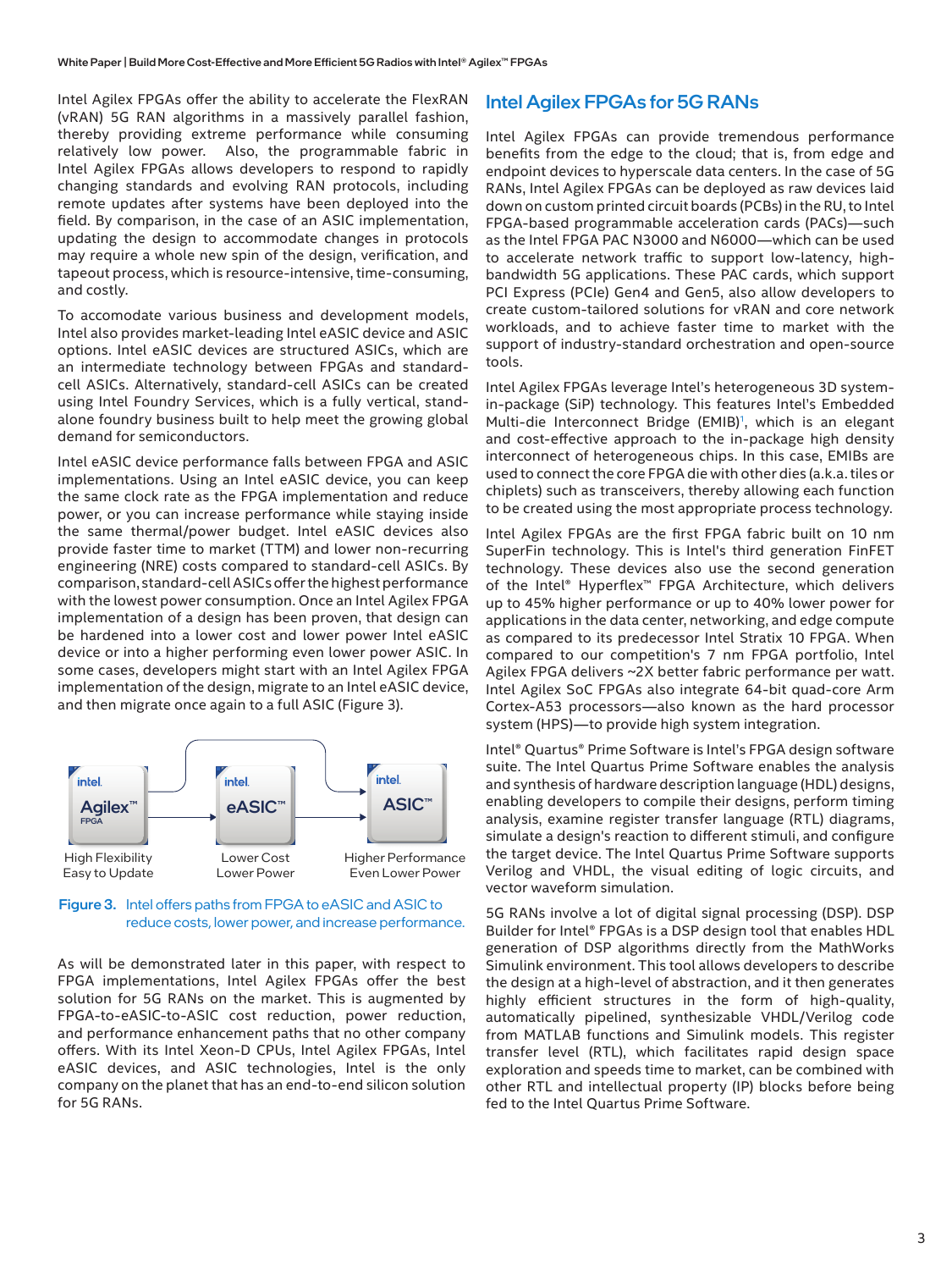Intel Agilex FPGAs offer the ability to accelerate the FlexRAN (vRAN) 5G RAN algorithms in a massively parallel fashion, thereby providing extreme performance while consuming relatively low power. Also, the programmable fabric in Intel Agilex FPGAs allows developers to respond to rapidly changing standards and evolving RAN protocols, including remote updates after systems have been deployed into the field. By comparison, in the case of an ASIC implementation, updating the design to accommodate changes in protocols may require a whole new spin of the design, verification, and tapeout process, which is resource-intensive, time-consuming, and costly.

To accomodate various business and development models, Intel also provides market-leading Intel eASIC device and ASIC options. Intel eASIC devices are structured ASICs, which are an intermediate technology between FPGAs and standard-cell ASICs. Alternatively, standard-cell ASICs can be created using Intel Foundry Services, which is a fully vertical, stand-alone foundry business built to help meet the growing global demand for semiconductors.

Intel eASIC device performance falls between FPGA and ASIC implementations. Using an Intel eASIC device, you can keep the same clock rate as the FPGA implementation and reduce power, or you can increase performance while staying inside the same thermal/power budget. Intel eASIC devices also provide faster time to market (TTM) and lower non-recurring engineering (NRE) costs compared to standard-cell ASICs. By comparison, standard-cell ASICs offer the highest performance with the lowest power consumption. Once an Intel Agilex FPGA implementation of a design has been proven, that design can be hardened into a lower cost and lower power Intel eASIC device or into a higher performing even lower power ASIC. In some cases, developers might start with an Intel Agilex FPGA implementation of the design, migrate to an Intel eASIC device, and then migrate once again to a full ASIC (Figure 3).

intel. Agilex™ FPGA — High Flexibility, Easy to Update
intel. eASIC™ — Lower Cost, Lower Power
intel. ASIC™ — Higher Performance, Even Lower Power

**Figure 3.** Intel offers paths from FPGA to eASIC and ASIC to reduce costs, lower power, and increase performance.

As will be demonstrated later in this paper, with respect to FPGA implementations, Intel Agilex FPGAs offer the best solution for 5G RANs on the market. This is augmented by FPGA-to-eASIC-to-ASIC cost reduction, power reduction, and performance enhancement paths that no other company offers. With its Intel Xeon-D CPUs, Intel Agilex FPGAs, Intel eASIC devices, and ASIC technologies, Intel is the only company on the planet that has an end-to-end silicon solution for 5G RANs.

## Intel Agilex FPGAs for 5G RANs

Intel Agilex FPGAs can provide tremendous performance benefits from the edge to the cloud; that is, from edge and endpoint devices to hyperscale data centers. In the case of 5G RANs, Intel Agilex FPGAs can be deployed as raw devices laid down on custom printed circuit boards (PCBs) in the RU, to Intel FPGA-based programmable acceleration cards (PACs)—such as the Intel FPGA PAC N3000 and N6000—which can be used to accelerate network traffic to support low-latency, high-bandwidth 5G applications. These PAC cards, which support PCI Express (PCIe) Gen4 and Gen5, also allow developers to create custom-tailored solutions for vRAN and core network workloads, and to achieve faster time to market with the support of industry-standard orchestration and open-source tools.

Intel Agilex FPGAs leverage Intel's heterogeneous 3D system-in-package (SiP) technology. This features Intel's Embedded Multi-die Interconnect Bridge (EMIB)[1], which is an elegant and cost-effective approach to the in-package high density interconnect of heterogeneous chips. In this case, EMIBs are used to connect the core FPGA die with other dies (a.k.a. tiles or chiplets) such as transceivers, thereby allowing each function to be created using the most appropriate process technology.

Intel Agilex FPGAs are the first FPGA fabric built on 10 nm SuperFin technology. This is Intel's third generation FinFET technology. These devices also use the second generation of the Intel® Hyperflex™ FPGA Architecture, which delivers up to 45% higher performance or up to 40% lower power for applications in the data center, networking, and edge compute as compared to its predecessor Intel Stratix 10 FPGA. When compared to our competition's 7 nm FPGA portfolio, Intel Agilex FPGA delivers ~2X better fabric performance per watt. Intel Agilex SoC FPGAs also integrate 64-bit quad-core Arm Cortex-A53 processors—also known as the hard processor system (HPS)—to provide high system integration.

Intel® Quartus® Prime Software is Intel's FPGA design software suite. The Intel Quartus Prime Software enables the analysis and synthesis of hardware description language (HDL) designs, enabling developers to compile their designs, perform timing analysis, examine register transfer language (RTL) diagrams, simulate a design's reaction to different stimuli, and configure the target device. The Intel Quartus Prime Software supports Verilog and VHDL, the visual editing of logic circuits, and vector waveform simulation.

5G RANs involve a lot of digital signal processing (DSP). DSP Builder for Intel® FPGAs is a DSP design tool that enables HDL generation of DSP algorithms directly from the MathWorks Simulink environment. This tool allows developers to describe the design at a high-level of abstraction, and it then generates highly efficient structures in the form of edge-quality, automatically pipelined, synthesizable VHDL/Verilog code from MATLAB functions and Simulink models. This register transfer level (RTL), which facilitates rapid design space exploration and speeds time to market, can be combined with other RTL and intellectual property (IP) blocks before being fed to the Intel Quartus Prime Software.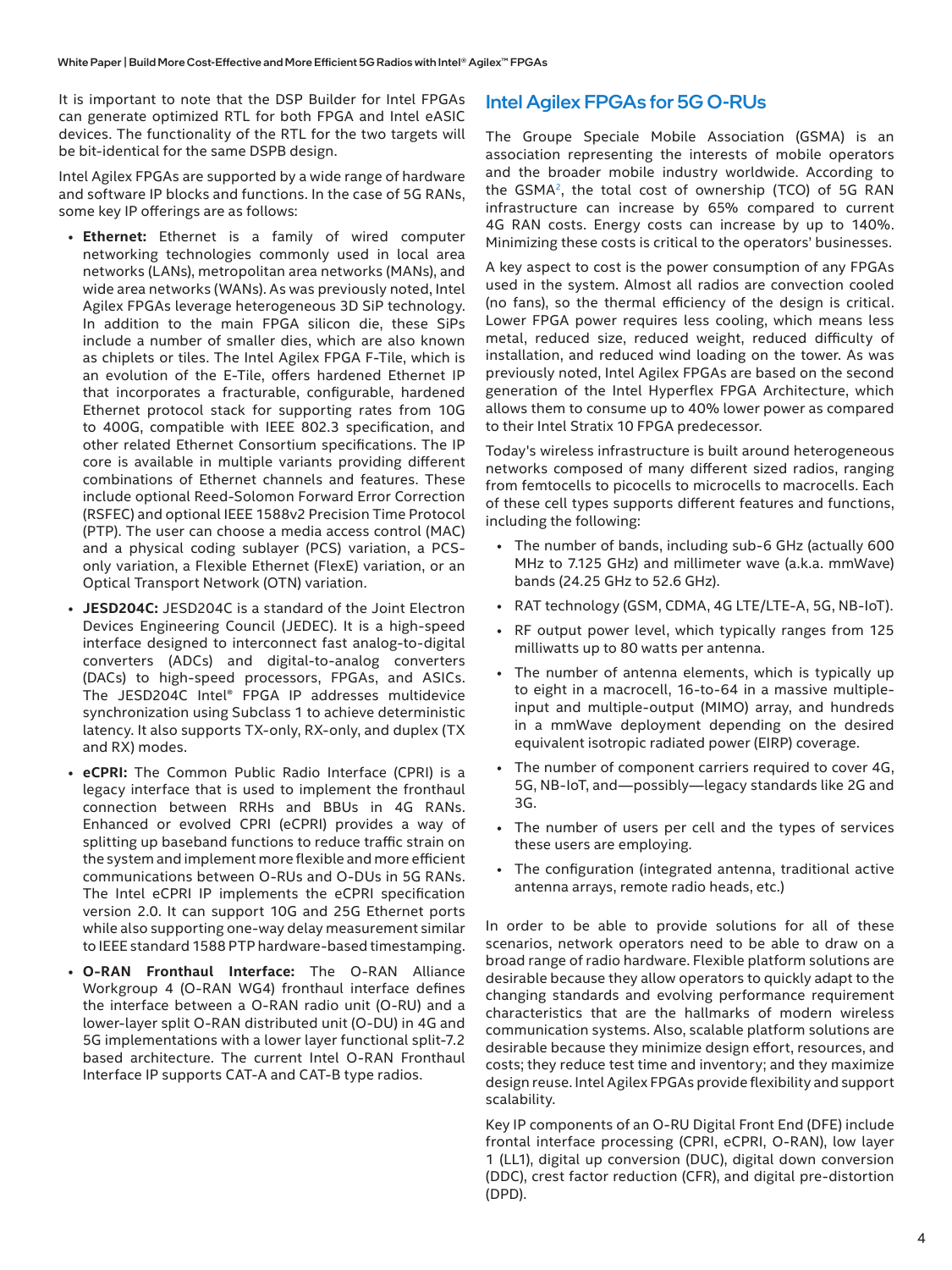It is important to note that the DSP Builder for Intel FPGAs can generate optimized RTL for both FPGA and Intel eASIC devices. The functionality of the RTL for the two targets will be bit-identical for the same DSPB design.

Intel Agilex FPGAs are supported by a wide range of hardware and software IP blocks and functions. In the case of 5G RANs, some key IP offerings are as follows:

- **Ethernet:** Ethernet is a family of wired computer networking technologies commonly used in local area networks (LANs), metropolitan area networks (MANs), and wide area networks (WANs). As was previously noted, Intel Agilex FPGAs leverage heterogeneous 3D SiP technology. In addition to the main FPGA silicon die, these SiPs include a number of smaller dies, which are also known as chiplets or tiles. The Intel Agilex FPGA F-Tile, which is an evolution of the E-Tile, offers hardened Ethernet IP that incorporates a fracturable, configurable, hardened Ethernet protocol stack for supporting rates from 10G to 400G, compatible with IEEE 802.3 specification, and other related Ethernet Consortium specifications. The IP core is available in multiple variants providing different combinations of Ethernet channels and features. These include optional Reed-Solomon Forward Error Correction (RSFEC) and optional IEEE 1588v2 Precision Time Protocol (PTP). The user can choose a media access control (MAC) and a physical coding sublayer (PCS) variation, a PCS-only variation, a Flexible Ethernet (FlexE) variation, or an Optical Transport Network (OTN) variation.
- **JESD204C:** JESD204C is a standard of the Joint Electron Devices Engineering Council (JEDEC). It is a high-speed interface designed to interconnect fast analog-to-digital converters (ADCs) and digital-to-analog converters (DACs) to high-speed processors, FPGAs, and ASICs. The JESD204C Intel® FPGA IP addresses multidevice synchronization using Subclass 1 to achieve deterministic latency. It also supports TX-only, RX-only, and duplex (TX and RX) modes.
- **eCPRI:** The Common Public Radio Interface (CPRI) is a legacy interface that is used to implement the fronthaul connection between RRHs and BBUs in 4G RANs. Enhanced or evolved CPRI (eCPRI) provides a way of splitting up baseband functions to reduce traffic strain on the system and implement more flexible and more efficient communications between O-RUs and O-DUs in 5G RANs. The Intel eCPRI IP implements the eCPRI specification version 2.0. It can support 10G and 25G Ethernet ports while also supporting one-way delay measurement similar to IEEE standard 1588 PTP hardware-based timestamping.
- **O-RAN Fronthaul Interface:** The O-RAN Alliance Workgroup 4 (O-RAN WG4) fronthaul interface defines the interface between a O-RAN radio unit (O-RU) and a lower-layer split O-RAN distributed unit (O-DU) in 4G and 5G implementations with a lower layer functional split-7.2 based architecture. The current Intel O-RAN Fronthaul Interface IP supports CAT-A and CAT-B type radios.

## Intel Agilex FPGAs for 5G O-RUs

The Groupe Speciale Mobile Association (GSMA) is an association representing the interests of mobile operators and the broader mobile industry worldwide. According to the GSMA[2], the total cost of ownership (TCO) of 5G RAN infrastructure can increase by 65% compared to current 4G RAN costs. Energy costs can increase by up to 140%. Minimizing these costs is critical to the operators' businesses.

A key aspect to cost is the power consumption of any FPGAs used in the system. Almost all radios are convection cooled (no fans), so the thermal efficiency of the design is critical. Lower FPGA power requires less cooling, which means less metal, reduced size, reduced weight, reduced difficulty of installation, and reduced wind loading on the tower. As was previously noted, Intel Agilex FPGAs are based on the second generation of the Intel Hyperflex FPGA Architecture, which allows them to consume up to 40% lower power as compared to their Intel Stratix 10 FPGA predecessor.

Today's wireless infrastructure is built around heterogeneous networks composed of many different sized radios, ranging from femtocells to picocells to microcells to macrocells. Each of these cell types supports different features and functions, including the following:

- The number of bands, including sub-6 GHz (actually 600 MHz to 7.125 GHz) and millimeter wave (a.k.a. mmWave) bands (24.25 GHz to 52.6 GHz).
- RAT technology (GSM, CDMA, 4G LTE/LTE-A, 5G, NB-IoT).
- RF output power level, which typically ranges from 125 milliwatts up to 80 watts per antenna.
- The number of antenna elements, which is typically up to eight in a macrocell, 16-to-64 in a massive multiple-input and multiple-output (MIMO) array, and hundreds in a mmWave deployment depending on the desired equivalent isotropic radiated power (EIRP) coverage.
- The number of component carriers required to cover 4G, 5G, NB-IoT, and—possibly—legacy standards like 2G and 3G.
- The number of users per cell and the types of services these users are employing.
- The configuration (integrated antenna, traditional active antenna arrays, remote radio heads, etc.)

In order to be able to provide solutions for all of these scenarios, network operators need to be able to draw on a broad range of radio hardware. Flexible platform solutions are desirable because they allow operators to quickly adapt to the changing standards and evolving performance requirement characteristics that are the hallmarks of modern wireless communication systems. Also, scalable platform solutions are desirable because they minimize design effort, resources, and costs; they reduce test time and inventory; and they maximize design reuse. Intel Agilex FPGAs provide flexibility and support scalability.

Key IP components of an O-RU Digital Front End (DFE) include frontal interface processing (CPRI, eCPRI, O-RAN), low layer 1 (LL1), digital up conversion (DUC), digital down conversion (DDC), crest factor reduction (CFR), and digital pre-distortion (DPD).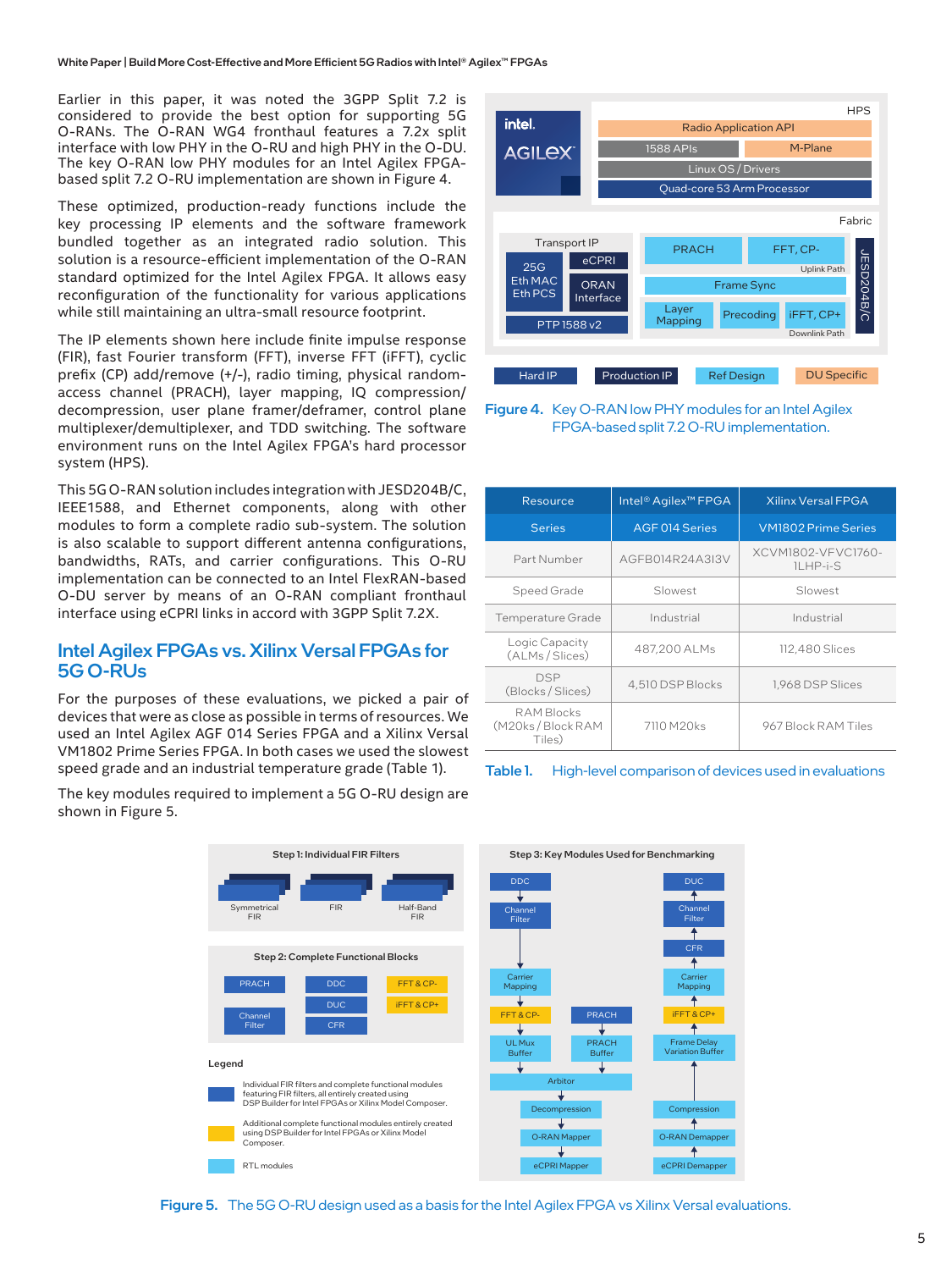Earlier in this paper, it was noted the 3GPP Split 7.2 is considered to provide the best option for supporting 5G O-RANs. The O-RAN WG4 fronthaul features a 7.2x split interface with low PHY in the O-RU and high PHY in the O-DU. The key O-RAN low PHY modules for an Intel Agilex FPGA-based split 7.2 O-RU implementation are shown in Figure 4.

These optimized, production-ready functions include the key processing IP elements and the software framework bundled together as an integrated radio solution. This solution is a resource-efficient implementation of the O-RAN standard optimized for the Intel Agilex FPGA. It allows easy reconfiguration of the functionality for various applications while still maintaining an ultra-small resource footprint.

The IP elements shown here include finite impulse response (FIR), fast Fourier transform (FFT), inverse FFT (iFFT), cyclic prefix (CP) add/remove (+/-), radio timing, physical random-access channel (PRACH), layer mapping, IQ compression/decompression, user plane framer/deframer, control plane multiplexer/demultiplexer, and TDD switching. The software environment runs on the Intel Agilex FPGA's hard processor system (HPS).

This 5G O-RAN solution includes integration with JESD204B/C, IEEE1588, and Ethernet components, along with other modules to form a complete radio sub-system. The solution is also scalable to support different antenna configurations, bandwidths, RATs, and carrier configurations. This O-RU implementation can be connected to an Intel FlexRAN-based O-DU server by means of an O-RAN compliant fronthaul interface using eCPRI links in accord with 3GPP Split 7.2X.

**Figure 4.** Key O-RAN low PHY modules for an Intel Agilex FPGA-based split 7.2 O-RU implementation.

## Intel Agilex FPGAs vs. Xilinx Versal FPGAs for 5G O-RUs

For the purposes of these evaluations, we picked a pair of devices that were as close as possible in terms of resources. We used an Intel Agilex AGF 014 Series FPGA and a Xilinx Versal VM1802 Prime Series FPGA. In both cases we used the slowest speed grade and an industrial temperature grade (Table 1).

| Resource | Intel® Agilex™ FPGA | Xilinx Versal FPGA |
|---|---|---|
| Series | AGF 014 Series | VM1802 Prime Series |
| Part Number | AGFB014R24A3I3V | XCVM1802-VFVC1760-1LHP-i-S |
| Speed Grade | Slowest | Slowest |
| Temperature Grade | Industrial | Industrial |
| Logic Capacity (ALMs / Slices) | 487,200 ALMs | 112,480 Slices |
| DSP (Blocks / Slices) | 4,510 DSP Blocks | 1,968 DSP Slices |
| RAM Blocks (M20ks / Block RAM Tiles) | 7110 M20ks | 967 Block RAM Tiles |

**Table 1.** High-level comparison of devices used in evaluations

The key modules required to implement a 5G O-RU design are shown in Figure 5.

**Figure 5.** The 5G O-RU design used as a basis for the Intel Agilex FPGA vs Xilinx Versal evaluations.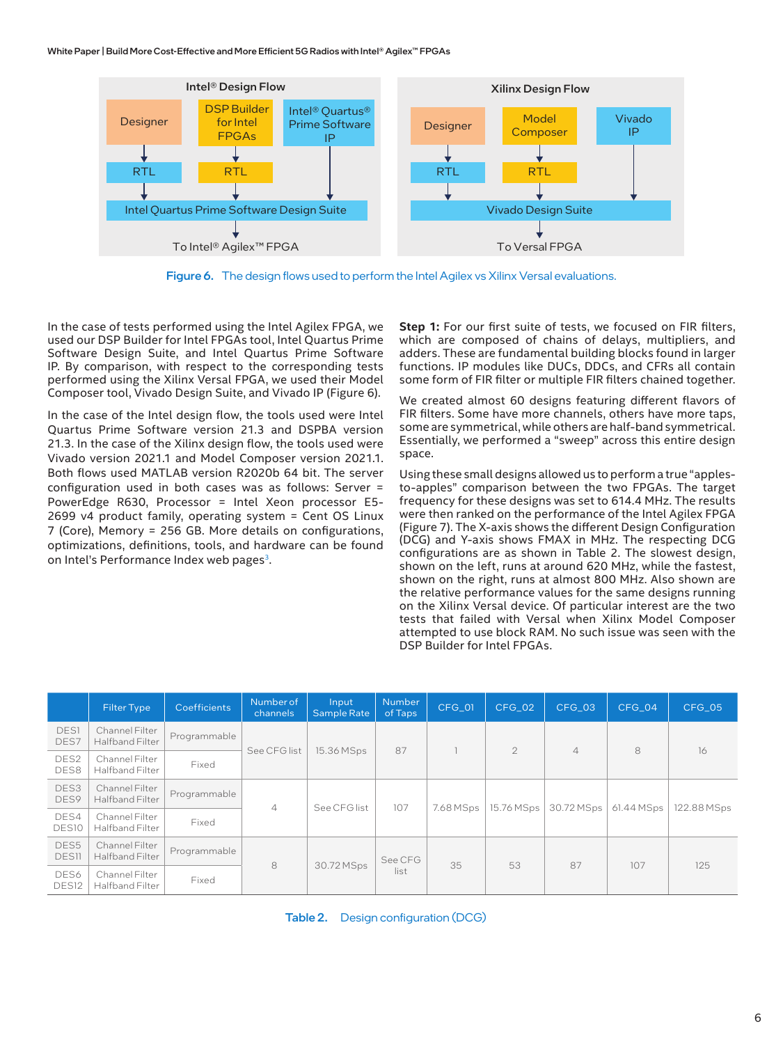**Intel® Design Flow**

Designer → RTL → Intel Quartus Prime Software Design Suite

DSP Builder for Intel FPGAs → RTL → Intel Quartus Prime Software Design Suite

Intel® Quartus® Prime Software IP → Intel Quartus Prime Software Design Suite

Intel Quartus Prime Software Design Suite → To Intel® Agilex™ FPGA

**Xilinx Design Flow**

Designer → RTL → Vivado Design Suite

Model Composer → RTL → Vivado Design Suite

Vivado IP → Vivado Design Suite

Vivado Design Suite → To Versal FPGA

**Figure 6.** The design flows used to perform the Intel Agilex vs Xilinx Versal evaluations.

In the case of tests performed using the Intel Agilex FPGA, we used our DSP Builder for Intel FPGAs tool, Intel Quartus Prime Software Design Suite, and Intel Quartus Prime Software IP. By comparison, with respect to the corresponding tests performed using the Xilinx Versal FPGA, we used their Model Composer tool, Vivado Design Suite, and Vivado IP (Figure 6).

In the case of the Intel design flow, the tools used were Intel Quartus Prime Software version 21.3 and DSPBA version 21.3. In the case of the Xilinx design flow, the tools used were Vivado version 2021.1 and Model Composer version 2021.1. Both flows used MATLAB version R2020b 64 bit. The server configuration used in both cases was as follows: Server = PowerEdge R630, Processor = Intel Xeon processor E5-2699 v4 product family, operating system = Cent OS Linux 7 (Core), Memory = 256 GB. More details on configurations, optimizations, definitions, tools, and hardware can be found on Intel's Performance Index web pages[3].

**Step 1:** For our first suite of tests, we focused on FIR filters, which are composed of chains of delays, multipliers, and adders. These are fundamental building blocks found in larger functions. IP modules like DUCs, DDCs, and CFRs all contain some form of FIR filter or multiple FIR filters chained together.

We created almost 60 designs featuring different flavors of FIR filters. Some have more channels, others have more taps, some are symmetrical, while others are half-band symmetrical. Essentially, we performed a "sweep" across this entire design space.

Using these small designs allowed us to perform a true "apples-to-apples" comparison between the two FPGAs. The target frequency for these designs was set to 614.4 MHz. The results were then ranked on the performance of the Intel Agilex FPGA (Figure 7). The X-axis shows the different Design Configuration (DCG) and Y-axis shows FMAX in MHz. The respecting DCG configurations are as shown in Table 2. The slowest design, shown on the left, runs at around 620 MHz, while the fastest, shown on the right, runs at almost 800 MHz. Also shown are the relative performance values for the same designs running on the Xilinx Versal device. Of particular interest are the two tests that failed with Versal when Xilinx Model Composer attempted to use block RAM. No such issue was seen with the DSP Builder for Intel FPGAs.

| | Filter Type | Coefficients | Number of channels | Input Sample Rate | Number of Taps | CFG_01 | CFG_02 | CFG_03 | CFG_04 | CFG_05 |
|---|---|---|---|---|---|---|---|---|---|---|
| DES1 DES7 | Channel Filter Halfband Filter | Programmable | See CFG list | 15.36 MSps | 87 | 1 | 2 | 4 | 8 | 16 |
| DES2 DES8 | Channel Filter Halfband Filter | Fixed | | | | | | | | |
| DES3 DES9 | Channel Filter Halfband Filter | Programmable | 4 | See CFG list | 107 | 7.68 MSps | 15.76 MSps | 30.72 MSps | 61.44 MSps | 122.88 MSps |
| DES4 DES10 | Channel Filter Halfband Filter | Fixed | | | | | | | | |
| DES5 DES11 | Channel Filter Halfband Filter | Programmable | 8 | 30.72 MSps | See CFG list | 35 | 53 | 87 | 107 | 125 |
| DES6 DES12 | Channel Filter Halfband Filter | Fixed | | | | | | | | |

**Table 2.** Design configuration (DCG)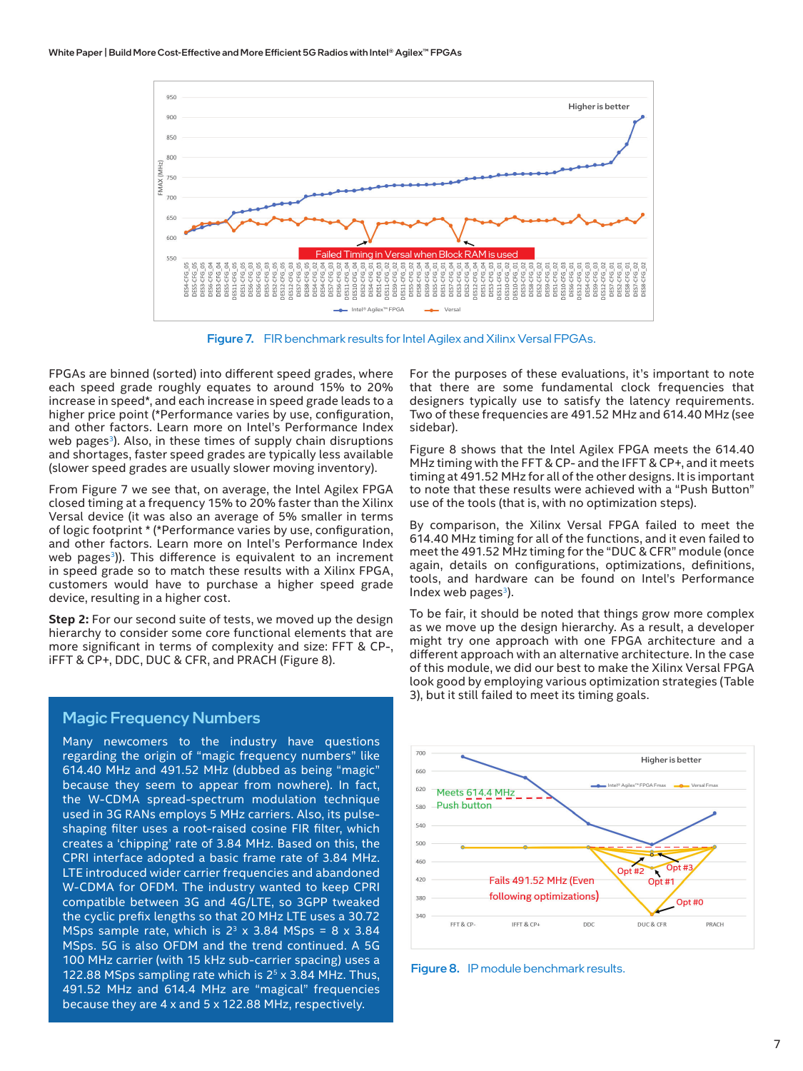Figure 7. FIR benchmark results for Intel Agilex and Xilinx Versal FPGAs.

FPGAs are binned (sorted) into different speed grades, where each speed grade roughly equates to around 15% to 20% increase in speed*, and each increase in speed grade leads to a higher price point (*Performance varies by use, configuration, and other factors. Learn more on Intel's Performance Index web pages[3]). Also, in these times of supply chain disruptions and shortages, faster speed grades are typically less available (slower speed grades are usually slower moving inventory).

From Figure 7 we see that, on average, the Intel Agilex FPGA closed timing at a frequency 15% to 20% faster than the Xilinx Versal device (it was also an average of 5% smaller in terms of logic footprint * (*Performance varies by use, configuration, and other factors. Learn more on Intel's Performance Index web pages[3])). This difference is equivalent to an increment in speed grade so to match these results with a Xilinx FPGA, customers would have to purchase a higher speed grade device, resulting in a higher cost.

**Step 2:** For our second suite of tests, we moved up the design hierarchy to consider some core functional elements that are more significant in terms of complexity and size: FFT & CP-, iFFT & CP+, DDC, DUC & CFR, and PRACH (Figure 8).

## Magic Frequency Numbers

Many newcomers to the industry have questions regarding the origin of "magic frequency numbers" like 614.40 MHz and 491.52 MHz (dubbed as being "magic" because they seem to appear from nowhere). In fact, the W-CDMA spread-spectrum modulation technique used in 3G RANs employs 5 MHz carriers. Also, its pulse-shaping filter uses a root-raised cosine FIR filter, which creates a 'chipping' rate of 3.84 MHz. Based on this, the CPRI interface adopted a basic frame rate of 3.84 MHz. LTE introduced wider carrier frequencies and abandoned W-CDMA for OFDM. The industry wanted to keep CPRI compatible between 3G and 4G/LTE, so 3GPP tweaked the cyclic prefix lengths so that 20 MHz LTE uses a 30.72 MSps sample rate, which is $2^3$ x 3.84 MSps = 8 x 3.84 MSps. 5G is also OFDM and the trend continued. A 5G 100 MHz carrier (with 15 kHz sub-carrier spacing) uses a 122.88 MSps sampling rate which is $2^5$ x 3.84 MHz. Thus, 491.52 MHz and 614.4 MHz are "magical" frequencies because they are 4 x and 5 x 122.88 MHz, respectively.

For the purposes of these evaluations, it's important to note that there are some fundamental clock frequencies that designers typically use to satisfy the latency requirements. Two of these frequencies are 491.52 MHz and 614.40 MHz (see sidebar).

Figure 8 shows that the Intel Agilex FPGA meets the 614.40 MHz timing with the FFT & CP- and the IFFT & CP+, and it meets timing at 491.52 MHz for all of the other designs. It is important to note that these results were achieved with a "Push Button" use of the tools (that is, with no optimization steps).

By comparison, the Xilinx Versal FPGA failed to meet the 614.40 MHz timing for all of the functions, and it even failed to meet the 491.52 MHz timing for the "DUC & CFR" module (once again, details on configurations, optimizations, definitions, tools, and hardware can be found on Intel's Performance Index web pages[3]).

To be fair, it should be noted that things grow more complex as we move up the design hierarchy. As a result, a developer might try one approach with one FPGA architecture and a different approach with an alternative architecture. In the case of this module, we did our best to make the Xilinx Versal FPGA look good by employing various optimization strategies (Table 3), but it still failed to meet its timing goals.

Figure 8. IP module benchmark results.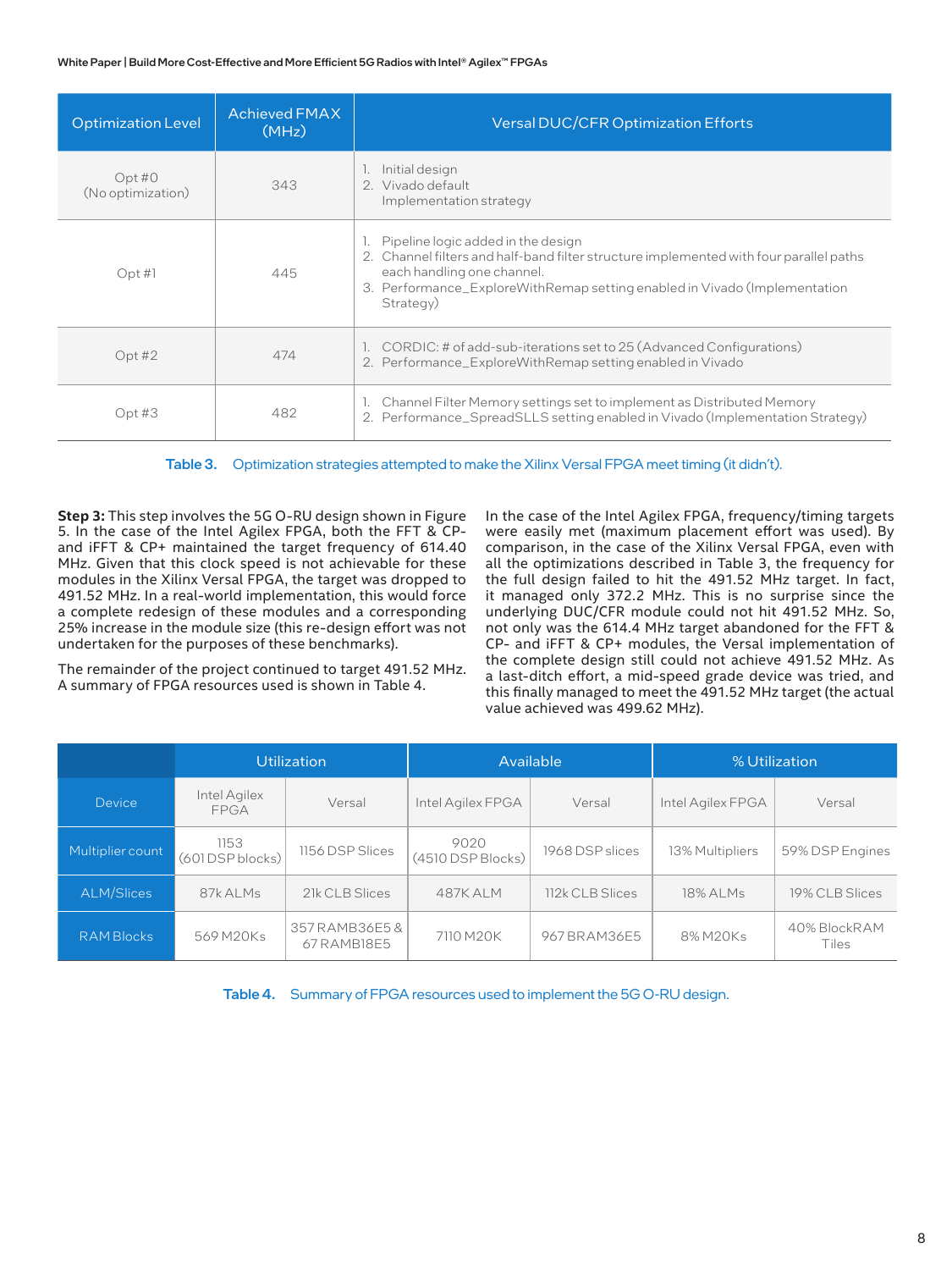| Optimization Level | Achieved FMAX (MHz) | Versal DUC/CFR Optimization Efforts |
|---|---|---|
| Opt #0 (No optimization) | 343 | 1. Initial design<br>2. Vivado default Implementation strategy |
| Opt #1 | 445 | 1. Pipeline logic added in the design<br>2. Channel filters and half-band filter structure implemented with four parallel paths each handling one channel.<br>3. Performance_ExploreWithRemap setting enabled in Vivado (Implementation Strategy) |
| Opt #2 | 474 | 1. CORDIC: # of add-sub-iterations set to 25 (Advanced Configurations)<br>2. Performance_ExploreWithRemap setting enabled in Vivado |
| Opt #3 | 482 | 1. Channel Filter Memory settings set to implement as Distributed Memory<br>2. Performance_SpreadSLLS setting enabled in Vivado (Implementation Strategy) |

**Table 3.** Optimization strategies attempted to make the Xilinx Versal FPGA meet timing (it didn't).

**Step 3:** This step involves the 5G O-RU design shown in Figure 5. In the case of the Intel Agilex FPGA, both the FFT & CP- and iFFT & CP+ maintained the target frequency of 614.40 MHz. Given that this clock speed is not achievable for these modules in the Xilinx Versal FPGA, the target was dropped to 491.52 MHz. In a real-world implementation, this would force a complete redesign of these modules and a corresponding 25% increase in the module size (this re-design effort was not undertaken for the purposes of these benchmarks).

The remainder of the project continued to target 491.52 MHz. A summary of FPGA resources used is shown in Table 4.

In the case of the Intel Agilex FPGA, frequency/timing targets were easily met (maximum placement effort was used). By comparison, in the case of the Xilinx Versal FPGA, even with all the optimizations described in Table 3, the frequency for the full design failed to hit the 491.52 MHz target. In fact, it managed only 372.2 MHz. This is no surprise since the underlying DUC/CFR module could not hit 491.52 MHz. So, not only was the 614.4 MHz target abandoned for the FFT & CP- and iFFT & CP+ modules, the Versal implementation of the complete design still could not achieve 491.52 MHz. As a last-ditch effort, a mid-speed grade device was tried, and this finally managed to meet the 491.52 MHz target (the actual value achieved was 499.62 MHz).

| | Utilization | | Available | | % Utilization | |
|---|---|---|---|---|---|---|
| Device | Intel Agilex FPGA | Versal | Intel Agilex FPGA | Versal | Intel Agilex FPGA | Versal |
| Multiplier count | 1153 (601 DSP blocks) | 1156 DSP Slices | 9020 (4510 DSP Blocks) | 1968 DSP slices | 13% Multipliers | 59% DSP Engines |
| ALM/Slices | 87k ALMs | 21k CLB Slices | 487K ALM | 112k CLB Slices | 18% ALMs | 19% CLB Slices |
| RAM Blocks | 569 M20Ks | 357 RAMB36E5 & 67 RAMB18E5 | 7110 M20K | 967 BRAM36E5 | 8% M20Ks | 40% BlockRAM Tiles |

**Table 4.** Summary of FPGA resources used to implement the 5G O-RU design.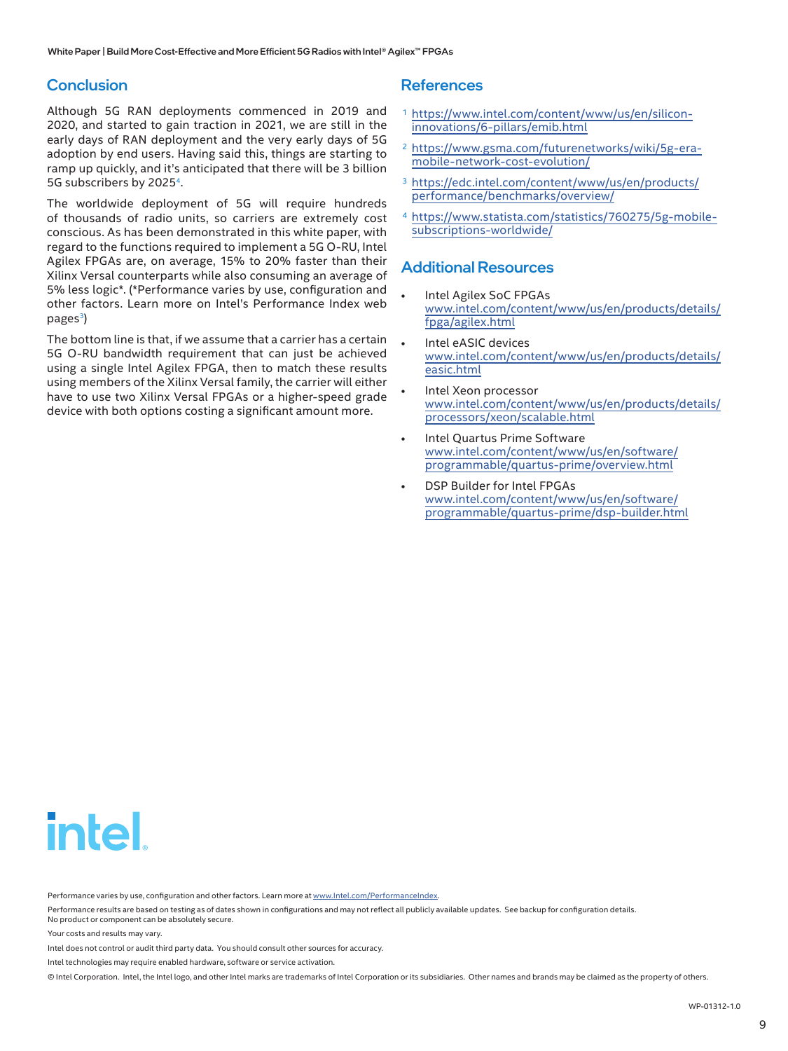## Conclusion

Although 5G RAN deployments commenced in 2019 and 2020, and started to gain traction in 2021, we are still in the early days of RAN deployment and the very early days of 5G adoption by end users. Having said this, things are starting to ramp up quickly, and it's anticipated that there will be 3 billion 5G subscribers by 2025[4].

The worldwide deployment of 5G will require hundreds of thousands of radio units, so carriers are extremely cost conscious. As has been demonstrated in this white paper, with regard to the functions required to implement a 5G O-RU, Intel Agilex FPGAs are, on average, 15% to 20% faster than their Xilinx Versal counterparts while also consuming an average of 5% less logic*. (*Performance varies by use, configuration and other factors. Learn more on Intel's Performance Index web pages[3])

The bottom line is that, if we assume that a carrier has a certain 5G O-RU bandwidth requirement that can just be achieved using a single Intel Agilex FPGA, then to match these results using members of the Xilinx Versal family, the carrier will either have to use two Xilinx Versal FPGAs or a higher-speed grade device with both options costing a significant amount more.

## References

1. https://www.intel.com/content/www/us/en/silicon-innovations/6-pillars/emib.html
2. https://www.gsma.com/futurenetworks/wiki/5g-era-mobile-network-cost-evolution/
3. https://edc.intel.com/content/www/us/en/products/performance/benchmarks/overview/
4. https://www.statista.com/statistics/760275/5g-mobile-subscriptions-worldwide/

## Additional Resources

- Intel Agilex SoC FPGAs
  www.intel.com/content/www/us/en/products/details/fpga/agilex.html
- Intel eASIC devices
  www.intel.com/content/www/us/en/products/details/easic.html
- Intel Xeon processor
  www.intel.com/content/www/us/en/products/details/processors/xeon/scalable.html
- Intel Quartus Prime Software
  www.intel.com/content/www/us/en/software/programmable/quartus-prime/overview.html
- DSP Builder for Intel FPGAs
  www.intel.com/content/www/us/en/software/programmable/quartus-prime/dsp-builder.html

intel.

Performance varies by use, configuration and other factors. Learn more at www.Intel.com/PerformanceIndex.

Performance results are based on testing as of dates shown in configurations and may not reflect all publicly available updates. See backup for configuration details.
No product or component can be absolutely secure.

Your costs and results may vary.

Intel does not control or audit third party data. You should consult other sources for accuracy.

Intel technologies may require enabled hardware, software or service activation.

© Intel Corporation. Intel, the Intel logo, and other Intel marks are trademarks of Intel Corporation or its subsidiaries. Other names and brands may be claimed as the property of others.

WP-01312-1.0